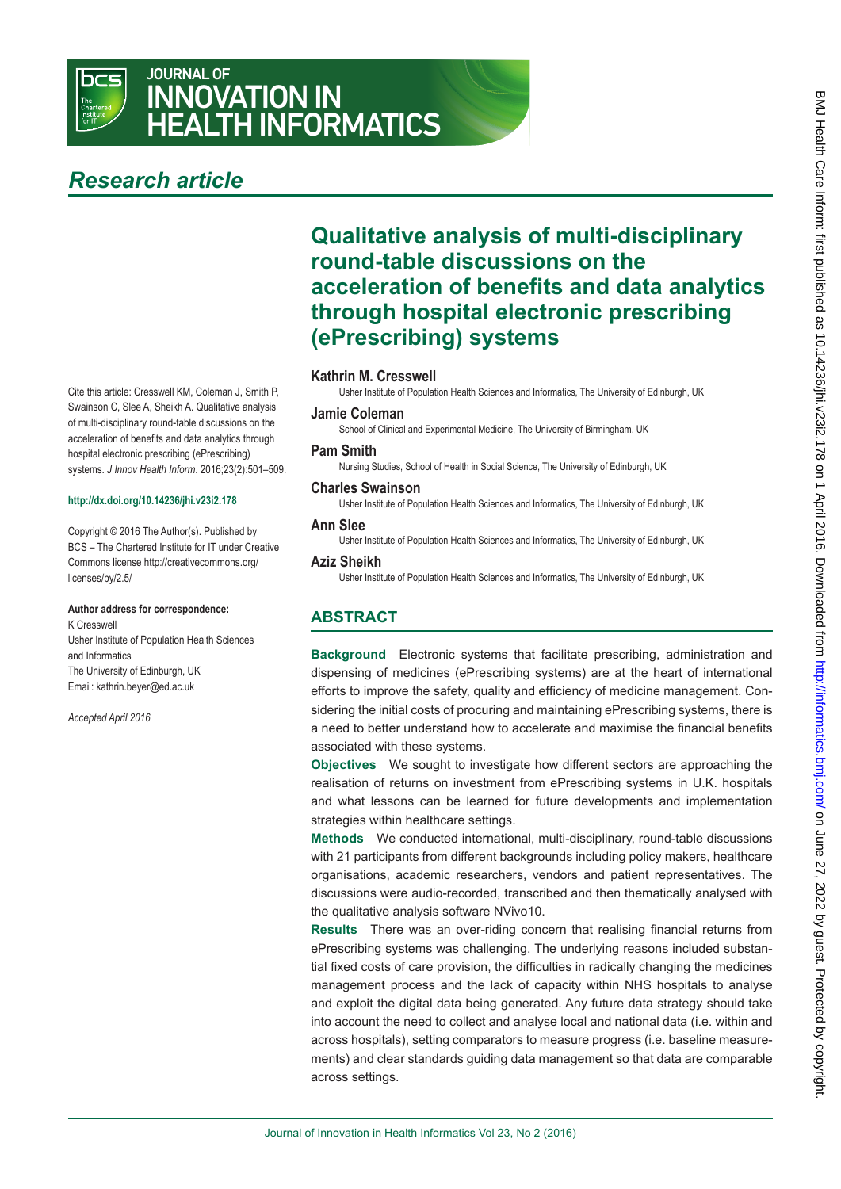# Research article

# Qualitative analysis of multi-disciplinary round-table discussions on the acceleration of benefits and data analytics through hospital electronic prescribing (ePrescribing) systems

**Kathrin M. Cresswell**
Usher Institute of Population Health Sciences and Informatics, The University of Edinburgh, UK

**Jamie Coleman**
School of Clinical and Experimental Medicine, The University of Birmingham, UK

**Pam Smith**
Nursing Studies, School of Health in Social Science, The University of Edinburgh, UK

**Charles Swainson**
Usher Institute of Population Health Sciences and Informatics, The University of Edinburgh, UK

**Ann Slee**
Usher Institute of Population Health Sciences and Informatics, The University of Edinburgh, UK

**Aziz Sheikh**
Usher Institute of Population Health Sciences and Informatics, The University of Edinburgh, UK

Cite this article: Cresswell KM, Coleman J, Smith P, Swainson C, Slee A, Sheikh A. Qualitative analysis of multi-disciplinary round-table discussions on the acceleration of benefits and data analytics through hospital electronic prescribing (ePrescribing) systems. *J Innov Health Inform*. 2016;23(2):501–509.

**http://dx.doi.org/10.14236/jhi.v23i2.178**

Copyright © 2016 The Author(s). Published by BCS – The Chartered Institute for IT under Creative Commons license http://creativecommons.org/licenses/by/2.5/

**Author address for correspondence:**
K Cresswell
Usher Institute of Population Health Sciences and Informatics
The University of Edinburgh, UK
Email: kathrin.beyer@ed.ac.uk

*Accepted April 2016*

## ABSTRACT

**Background** Electronic systems that facilitate prescribing, administration and dispensing of medicines (ePrescribing systems) are at the heart of international efforts to improve the safety, quality and efficiency of medicine management. Considering the initial costs of procuring and maintaining ePrescribing systems, there is a need to better understand how to accelerate and maximise the financial benefits associated with these systems.

**Objectives** We sought to investigate how different sectors are approaching the realisation of returns on investment from ePrescribing systems in U.K. hospitals and what lessons can be learned for future developments and implementation strategies within healthcare settings.

**Methods** We conducted international, multi-disciplinary, round-table discussions with 21 participants from different backgrounds including policy makers, healthcare organisations, academic researchers, vendors and patient representatives. The discussions were audio-recorded, transcribed and then thematically analysed with the qualitative analysis software NVivo10.

**Results** There was an over-riding concern that realising financial returns from ePrescribing systems was challenging. The underlying reasons included substantial fixed costs of care provision, the difficulties in radically changing the medicines management process and the lack of capacity within NHS hospitals to analyse and exploit the digital data being generated. Any future data strategy should take into account the need to collect and analyse local and national data (i.e. within and across hospitals), setting comparators to measure progress (i.e. baseline measurements) and clear standards guiding data management so that data are comparable across settings.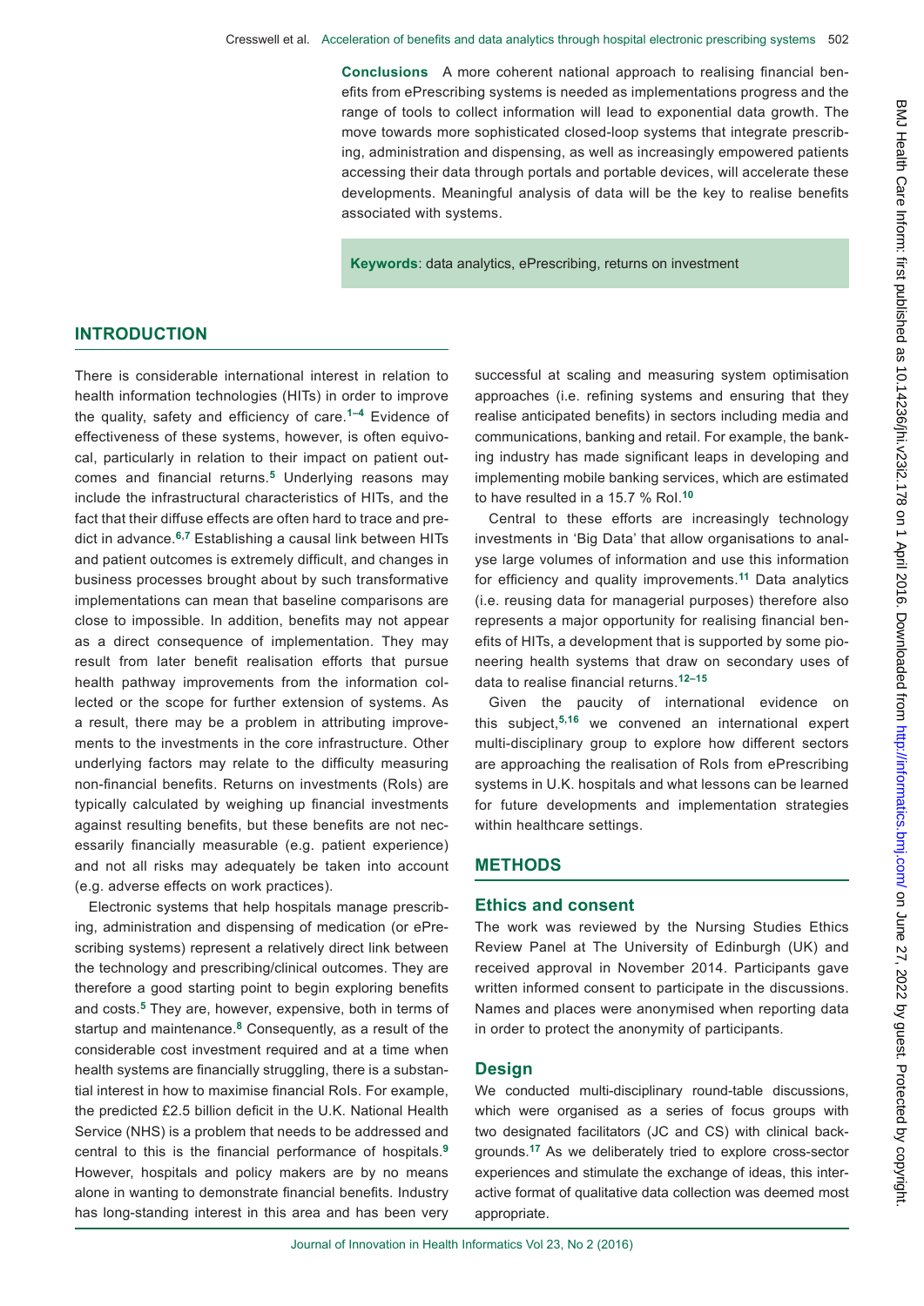**Conclusions** A more coherent national approach to realising financial benefits from ePrescribing systems is needed as implementations progress and the range of tools to collect information will lead to exponential data growth. The move towards more sophisticated closed-loop systems that integrate prescribing, administration and dispensing, as well as increasingly empowered patients accessing their data through portals and portable devices, will accelerate these developments. Meaningful analysis of data will be the key to realise benefits associated with systems.

**Keywords**: data analytics, ePrescribing, returns on investment

## INTRODUCTION

There is considerable international interest in relation to health information technologies (HITs) in order to improve the quality, safety and efficiency of care.[1–4] Evidence of effectiveness of these systems, however, is often equivocal, particularly in relation to their impact on patient outcomes and financial returns.[5] Underlying reasons may include the infrastructural characteristics of HITs, and the fact that their diffuse effects are often hard to trace and predict in advance.[6,7] Establishing a causal link between HITs and patient outcomes is extremely difficult, and changes in business processes brought about by such transformative implementations can mean that baseline comparisons are close to impossible. In addition, benefits may not appear as a direct consequence of implementation. They may result from later benefit realisation efforts that pursue health pathway improvements from the information collected or the scope for further extension of systems. As a result, there may be a problem in attributing improvements to the investments in the core infrastructure. Other underlying factors may relate to the difficulty measuring non-financial benefits. Returns on investments (RoIs) are typically calculated by weighing up financial investments against resulting benefits, but these benefits are not necessarily financially measurable (e.g. patient experience) and not all risks may adequately be taken into account (e.g. adverse effects on work practices).

Electronic systems that help hospitals manage prescribing, administration and dispensing of medication (or ePrescribing systems) represent a relatively direct link between the technology and prescribing/clinical outcomes. They are therefore a good starting point to begin exploring benefits and costs.[5] They are, however, expensive, both in terms of startup and maintenance.[8] Consequently, as a result of the considerable cost investment required and at a time when health systems are financially struggling, there is a substantial interest in how to maximise financial RoIs. For example, the predicted £2.5 billion deficit in the U.K. National Health Service (NHS) is a problem that needs to be addressed and central to this is the financial performance of hospitals.[9] However, hospitals and policy makers are by no means alone in wanting to demonstrate financial benefits. Industry has long-standing interest in this area and has been very successful at scaling and measuring system optimisation approaches (i.e. refining systems and ensuring that they realise anticipated benefits) in sectors including media and communications, banking and retail. For example, the banking industry has made significant leaps in developing and implementing mobile banking services, which are estimated to have resulted in a 15.7 % RoI.[10]

Central to these efforts are increasingly technology investments in 'Big Data' that allow organisations to analyse large volumes of information and use this information for efficiency and quality improvements.[11] Data analytics (i.e. reusing data for managerial purposes) therefore also represents a major opportunity for realising financial benefits of HITs, a development that is supported by some pioneering health systems that draw on secondary uses of data to realise financial returns.[12–15]

Given the paucity of international evidence on this subject,[5,16] we convened an international expert multi-disciplinary group to explore how different sectors are approaching the realisation of RoIs from ePrescribing systems in U.K. hospitals and what lessons can be learned for future developments and implementation strategies within healthcare settings.

## METHODS

### Ethics and consent

The work was reviewed by the Nursing Studies Ethics Review Panel at The University of Edinburgh (UK) and received approval in November 2014. Participants gave written informed consent to participate in the discussions. Names and places were anonymised when reporting data in order to protect the anonymity of participants.

### Design

We conducted multi-disciplinary round-table discussions, which were organised as a series of focus groups with two designated facilitators (JC and CS) with clinical backgrounds.[17] As we deliberately tried to explore cross-sector experiences and stimulate the exchange of ideas, this interactive format of qualitative data collection was deemed most appropriate.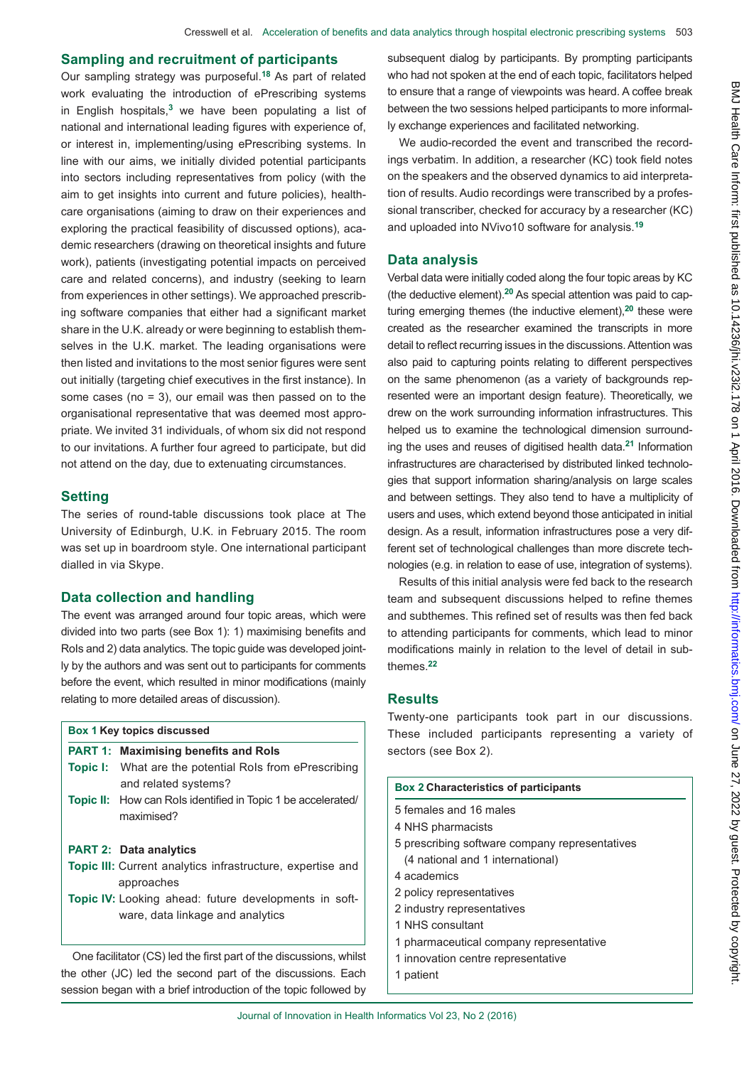## Sampling and recruitment of participants

Our sampling strategy was purposeful.[18] As part of related work evaluating the introduction of ePrescribing systems in English hospitals,[3] we have been populating a list of national and international leading figures with experience of, or interest in, implementing/using ePrescribing systems. In line with our aims, we initially divided potential participants into sectors including representatives from policy (with the aim to get insights into current and future policies), healthcare organisations (aiming to draw on their experiences and exploring the practical feasibility of discussed options), academic researchers (drawing on theoretical insights and future work), patients (investigating potential impacts on perceived care and related concerns), and industry (seeking to learn from experiences in other settings). We approached prescribing software companies that either had a significant market share in the U.K. already or were beginning to establish themselves in the U.K. market. The leading organisations were then listed and invitations to the most senior figures were sent out initially (targeting chief executives in the first instance). In some cases (no = 3), our email was then passed on to the organisational representative that was deemed most appropriate. We invited 31 individuals, of whom six did not respond to our invitations. A further four agreed to participate, but did not attend on the day, due to extenuating circumstances.

## Setting

The series of round-table discussions took place at The University of Edinburgh, U.K. in February 2015. The room was set up in boardroom style. One international participant dialled in via Skype.

## Data collection and handling

The event was arranged around four topic areas, which were divided into two parts (see Box 1): 1) maximising benefits and RoIs and 2) data analytics. The topic guide was developed jointly by the authors and was sent out to participants for comments before the event, which resulted in minor modifications (mainly relating to more detailed areas of discussion).

**Box 1 Key topics discussed**

**PART 1: Maximising benefits and RoIs**

**Topic I:** What are the potential RoIs from ePrescribing and related systems?

**Topic II:** How can RoIs identified in Topic 1 be accelerated/maximised?

**PART 2: Data analytics**

**Topic III:** Current analytics infrastructure, expertise and approaches

**Topic IV:** Looking ahead: future developments in software, data linkage and analytics

One facilitator (CS) led the first part of the discussions, whilst the other (JC) led the second part of the discussions. Each session began with a brief introduction of the topic followed by subsequent dialog by participants. By prompting participants who had not spoken at the end of each topic, facilitators helped to ensure that a range of viewpoints was heard. A coffee break between the two sessions helped participants to more informally exchange experiences and facilitated networking.

We audio-recorded the event and transcribed the recordings verbatim. In addition, a researcher (KC) took field notes on the speakers and the observed dynamics to aid interpretation of results. Audio recordings were transcribed by a professional transcriber, checked for accuracy by a researcher (KC) and uploaded into NVivo10 software for analysis.[19]

## Data analysis

Verbal data were initially coded along the four topic areas by KC (the deductive element).[20] As special attention was paid to capturing emerging themes (the inductive element),[20] these were created as the researcher examined the transcripts in more detail to reflect recurring issues in the discussions. Attention was also paid to capturing points relating to different perspectives on the same phenomenon (as a variety of backgrounds represented were an important design feature). Theoretically, we drew on the work surrounding information infrastructures. This helped us to examine the technological dimension surrounding the uses and reuses of digitised health data.[21] Information infrastructures are characterised by distributed linked technologies that support information sharing/analysis on large scales and between settings. They also tend to have a multiplicity of users and uses, which extend beyond those anticipated in initial design. As a result, information infrastructures pose a very different set of technological challenges than more discrete technologies (e.g. in relation to ease of use, integration of systems).

Results of this initial analysis were fed back to the research team and subsequent discussions helped to refine themes and subthemes. This refined set of results was then fed back to attending participants for comments, which lead to minor modifications mainly in relation to the level of detail in subthemes.[22]

## Results

Twenty-one participants took part in our discussions. These included participants representing a variety of sectors (see Box 2).

**Box 2 Characteristics of participants**

- 5 females and 16 males
- 4 NHS pharmacists
- 5 prescribing software company representatives (4 national and 1 international)
- 4 academics
- 2 policy representatives
- 2 industry representatives
- 1 NHS consultant
- 1 pharmaceutical company representative
- 1 innovation centre representative
- 1 patient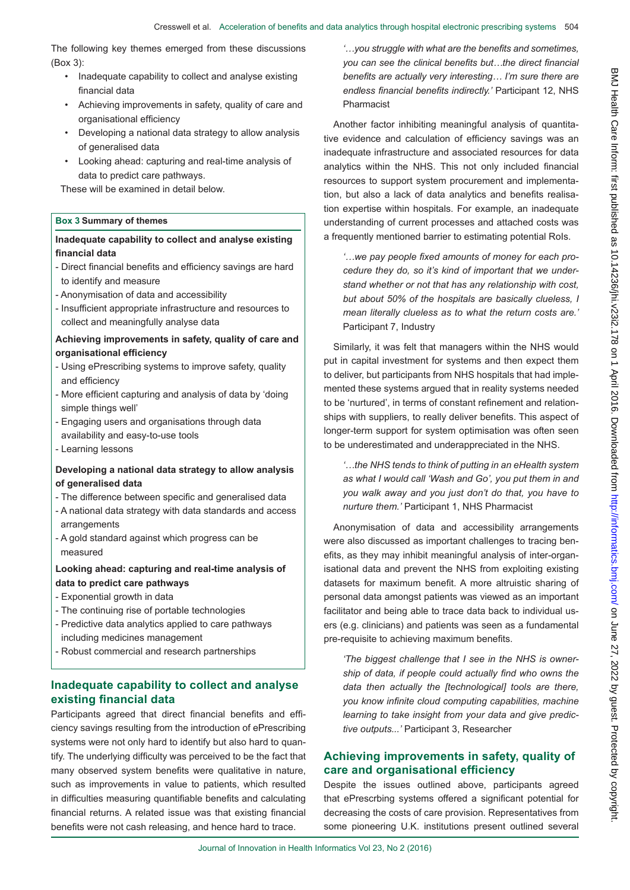The following key themes emerged from these discussions (Box 3):

- Inadequate capability to collect and analyse existing financial data
- Achieving improvements in safety, quality of care and organisational efficiency
- Developing a national data strategy to allow analysis of generalised data
- Looking ahead: capturing and real-time analysis of data to predict care pathways.

These will be examined in detail below.

**Box 3 Summary of themes**

**Inadequate capability to collect and analyse existing financial data**

- Direct financial benefits and efficiency savings are hard to identify and measure
- Anonymisation of data and accessibility
- Insufficient appropriate infrastructure and resources to collect and meaningfully analyse data

**Achieving improvements in safety, quality of care and organisational efficiency**

- Using ePrescribing systems to improve safety, quality and efficiency
- More efficient capturing and analysis of data by 'doing simple things well'
- Engaging users and organisations through data availability and easy-to-use tools
- Learning lessons

**Developing a national data strategy to allow analysis of generalised data**

- The difference between specific and generalised data
- A national data strategy with data standards and access arrangements
- A gold standard against which progress can be measured

**Looking ahead: capturing and real-time analysis of data to predict care pathways**

- Exponential growth in data
- The continuing rise of portable technologies
- Predictive data analytics applied to care pathways including medicines management
- Robust commercial and research partnerships

## Inadequate capability to collect and analyse existing financial data

Participants agreed that direct financial benefits and efficiency savings resulting from the introduction of ePrescribing systems were not only hard to identify but also hard to quantify. The underlying difficulty was perceived to be the fact that many observed system benefits were qualitative in nature, such as improvements in value to patients, which resulted in difficulties measuring quantifiable benefits and calculating financial returns. A related issue was that existing financial benefits were not cash releasing, and hence hard to trace.

> *'…you struggle with what are the benefits and sometimes, you can see the clinical benefits but…the direct financial benefits are actually very interesting… I'm sure there are endless financial benefits indirectly.'* Participant 12, NHS Pharmacist

Another factor inhibiting meaningful analysis of quantitative evidence and calculation of efficiency savings was an inadequate infrastructure and associated resources for data analytics within the NHS. This not only included financial resources to support system procurement and implementation, but also a lack of data analytics and benefits realisation expertise within hospitals. For example, an inadequate understanding of current processes and attached costs was a frequently mentioned barrier to estimating potential RoIs.

> *'…we pay people fixed amounts of money for each procedure they do, so it's kind of important that we understand whether or not that has any relationship with cost, but about 50% of the hospitals are basically clueless, I mean literally clueless as to what the return costs are.'* Participant 7, Industry

Similarly, it was felt that managers within the NHS would put in capital investment for systems and then expect them to deliver, but participants from NHS hospitals that had implemented these systems argued that in reality systems needed to be 'nurtured', in terms of constant refinement and relationships with suppliers, to really deliver benefits. This aspect of longer-term support for system optimisation was often seen to be underestimated and underappreciated in the NHS.

> *'…the NHS tends to think of putting in an eHealth system as what I would call 'Wash and Go', you put them in and you walk away and you just don't do that, you have to nurture them.'* Participant 1, NHS Pharmacist

Anonymisation of data and accessibility arrangements were also discussed as important challenges to tracing benefits, as they may inhibit meaningful analysis of inter-organisational data and prevent the NHS from exploiting existing datasets for maximum benefit. A more altruistic sharing of personal data amongst patients was viewed as an important facilitator and being able to trace data back to individual users (e.g. clinicians) and patients was seen as a fundamental pre-requisite to achieving maximum benefits.

> *'The biggest challenge that I see in the NHS is ownership of data, if people could actually find who owns the data then actually the [technological] tools are there, you know infinite cloud computing capabilities, machine learning to take insight from your data and give predictive outputs...'* Participant 3, Researcher

## Achieving improvements in safety, quality of care and organisational efficiency

Despite the issues outlined above, participants agreed that ePrescrbing systems offered a significant potential for decreasing the costs of care provision. Representatives from some pioneering U.K. institutions present outlined several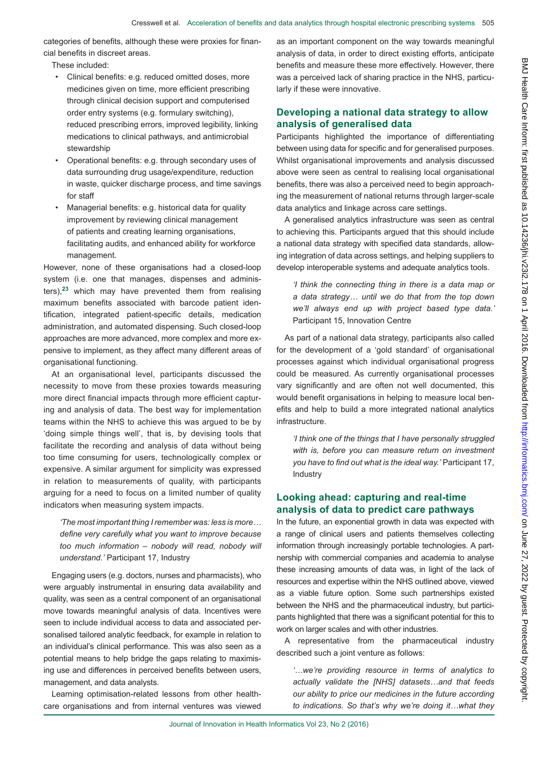categories of benefits, although these were proxies for financial benefits in discreet areas.

These included:

- Clinical benefits: e.g. reduced omitted doses, more medicines given on time, more efficient prescribing through clinical decision support and computerised order entry systems (e.g. formulary switching), reduced prescribing errors, improved legibility, linking medications to clinical pathways, and antimicrobial stewardship
- Operational benefits: e.g. through secondary uses of data surrounding drug usage/expenditure, reduction in waste, quicker discharge process, and time savings for staff
- Managerial benefits: e.g. historical data for quality improvement by reviewing clinical management of patients and creating learning organisations, facilitating audits, and enhanced ability for workforce management.

However, none of these organisations had a closed-loop system (i.e. one that manages, dispenses and administers),[23] which may have prevented them from realising maximum benefits associated with barcode patient identification, integrated patient-specific details, medication administration, and automated dispensing. Such closed-loop approaches are more advanced, more complex and more expensive to implement, as they affect many different areas of organisational functioning.

At an organisational level, participants discussed the necessity to move from these proxies towards measuring more direct financial impacts through more efficient capturing and analysis of data. The best way for implementation teams within the NHS to achieve this was argued to be by 'doing simple things well', that is, by devising tools that facilitate the recording and analysis of data without being too time consuming for users, technologically complex or expensive. A similar argument for simplicity was expressed in relation to measurements of quality, with participants arguing for a need to focus on a limited number of quality indicators when measuring system impacts.

> *'The most important thing I remember was: less is more… define very carefully what you want to improve because too much information – nobody will read, nobody will understand.'* Participant 17, Industry

Engaging users (e.g. doctors, nurses and pharmacists), who were arguably instrumental in ensuring data availability and quality, was seen as a central component of an organisational move towards meaningful analysis of data. Incentives were seen to include individual access to data and associated personalised tailored analytic feedback, for example in relation to an individual's clinical performance. This was also seen as a potential means to help bridge the gaps relating to maximising use and differences in perceived benefits between users, management, and data analysts.

Learning optimisation-related lessons from other healthcare organisations and from internal ventures was viewed as an important component on the way towards meaningful analysis of data, in order to direct existing efforts, anticipate benefits and measure these more effectively. However, there was a perceived lack of sharing practice in the NHS, particularly if these were innovative.

## Developing a national data strategy to allow analysis of generalised data

Participants highlighted the importance of differentiating between using data for specific and for generalised purposes. Whilst organisational improvements and analysis discussed above were seen as central to realising local organisational benefits, there was also a perceived need to begin approaching the measurement of national returns through larger-scale data analytics and linkage across care settings.

A generalised analytics infrastructure was seen as central to achieving this. Participants argued that this should include a national data strategy with specified data standards, allowing integration of data across settings, and helping suppliers to develop interoperable systems and adequate analytics tools.

> *'I think the connecting thing in there is a data map or a data strategy… until we do that from the top down we'll always end up with project based type data.'* Participant 15, Innovation Centre

As part of a national data strategy, participants also called for the development of a 'gold standard' of organisational processes against which individual organisational progress could be measured. As currently organisational processes vary significantly and are often not well documented, this would benefit organisations in helping to measure local benefits and help to build a more integrated national analytics infrastructure.

> *'I think one of the things that I have personally struggled with is, before you can measure return on investment you have to find out what is the ideal way.'* Participant 17, Industry

## Looking ahead: capturing and real-time analysis of data to predict care pathways

In the future, an exponential growth in data was expected with a range of clinical users and patients themselves collecting information through increasingly portable technologies. A partnership with commercial companies and academia to analyse these increasing amounts of data was, in light of the lack of resources and expertise within the NHS outlined above, viewed as a viable future option. Some such partnerships existed between the NHS and the pharmaceutical industry, but participants highlighted that there was a significant potential for this to work on larger scales and with other industries.

A representative from the pharmaceutical industry described such a joint venture as follows:

> *'…we're providing resource in terms of analytics to actually validate the [NHS] datasets…and that feeds our ability to price our medicines in the future according to indications. So that's why we're doing it…what they*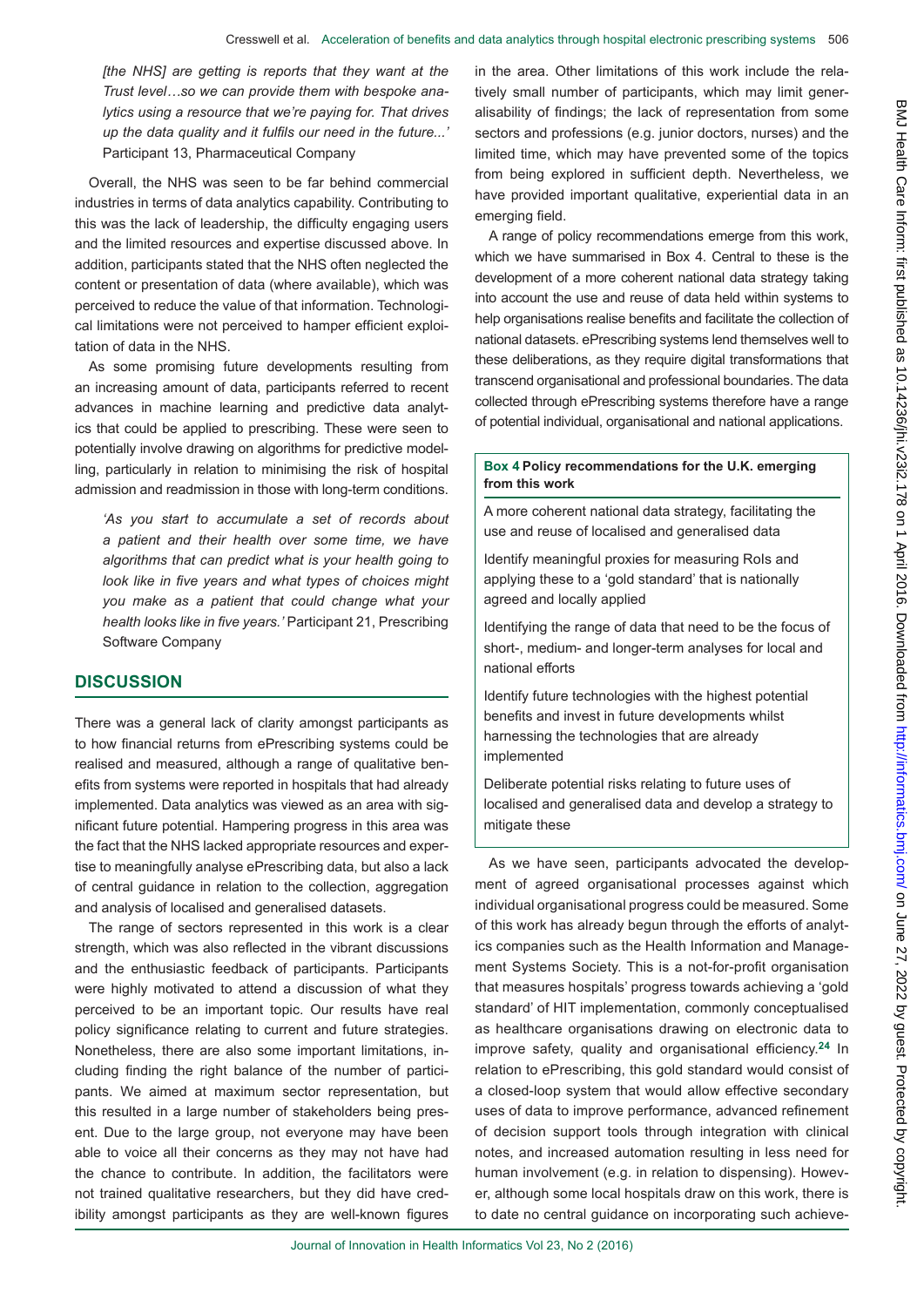*[the NHS] are getting is reports that they want at the Trust level…so we can provide them with bespoke analytics using a resource that we're paying for. That drives up the data quality and it fulfils our need in the future...'* Participant 13, Pharmaceutical Company

Overall, the NHS was seen to be far behind commercial industries in terms of data analytics capability. Contributing to this was the lack of leadership, the difficulty engaging users and the limited resources and expertise discussed above. In addition, participants stated that the NHS often neglected the content or presentation of data (where available), which was perceived to reduce the value of that information. Technological limitations were not perceived to hamper efficient exploitation of data in the NHS.

As some promising future developments resulting from an increasing amount of data, participants referred to recent advances in machine learning and predictive data analytics that could be applied to prescribing. These were seen to potentially involve drawing on algorithms for predictive modelling, particularly in relation to minimising the risk of hospital admission and readmission in those with long-term conditions.

*'As you start to accumulate a set of records about a patient and their health over some time, we have algorithms that can predict what is your health going to look like in five years and what types of choices might you make as a patient that could change what your health looks like in five years.'* Participant 21, Prescribing Software Company

## DISCUSSION

There was a general lack of clarity amongst participants as to how financial returns from ePrescribing systems could be realised and measured, although a range of qualitative benefits from systems were reported in hospitals that had already implemented. Data analytics was viewed as an area with significant future potential. Hampering progress in this area was the fact that the NHS lacked appropriate resources and expertise to meaningfully analyse ePrescribing data, but also a lack of central guidance in relation to the collection, aggregation and analysis of localised and generalised datasets.

The range of sectors represented in this work is a clear strength, which was also reflected in the vibrant discussions and the enthusiastic feedback of participants. Participants were highly motivated to attend a discussion of what they perceived to be an important topic. Our results have real policy significance relating to current and future strategies. Nonetheless, there are also some important limitations, including finding the right balance of the number of participants. We aimed at maximum sector representation, but this resulted in a large number of stakeholders being present. Due to the large group, not everyone may have been able to voice all their concerns as they may not have had the chance to contribute. In addition, the facilitators were not trained qualitative researchers, but they did have credibility amongst participants as they are well-known figures in the area. Other limitations of this work include the relatively small number of participants, which may limit generalisability of findings; the lack of representation from some sectors and professions (e.g. junior doctors, nurses) and the limited time, which may have prevented some of the topics from being explored in sufficient depth. Nevertheless, we have provided important qualitative, experiential data in an emerging field.

A range of policy recommendations emerge from this work, which we have summarised in Box 4. Central to these is the development of a more coherent national data strategy taking into account the use and reuse of data held within systems to help organisations realise benefits and facilitate the collection of national datasets. ePrescribing systems lend themselves well to these deliberations, as they require digital transformations that transcend organisational and professional boundaries. The data collected through ePrescribing systems therefore have a range of potential individual, organisational and national applications.

**Box 4 Policy recommendations for the U.K. emerging from this work**

- A more coherent national data strategy, facilitating the use and reuse of localised and generalised data
- Identify meaningful proxies for measuring RoIs and applying these to a 'gold standard' that is nationally agreed and locally applied
- Identifying the range of data that need to be the focus of short-, medium- and longer-term analyses for local and national efforts
- Identify future technologies with the highest potential benefits and invest in future developments whilst harnessing the technologies that are already implemented
- Deliberate potential risks relating to future uses of localised and generalised data and develop a strategy to mitigate these

As we have seen, participants advocated the development of agreed organisational processes against which individual organisational progress could be measured. Some of this work has already begun through the efforts of analytics companies such as the Health Information and Management Systems Society. This is a not-for-profit organisation that measures hospitals' progress towards achieving a 'gold standard' of HIT implementation, commonly conceptualised as healthcare organisations drawing on electronic data to improve safety, quality and organisational efficiency.[24] In relation to ePrescribing, this gold standard would consist of a closed-loop system that would allow effective secondary uses of data to improve performance, advanced refinement of decision support tools through integration with clinical notes, and increased automation resulting in less need for human involvement (e.g. in relation to dispensing). However, although some local hospitals draw on this work, there is to date no central guidance on incorporating such achieve-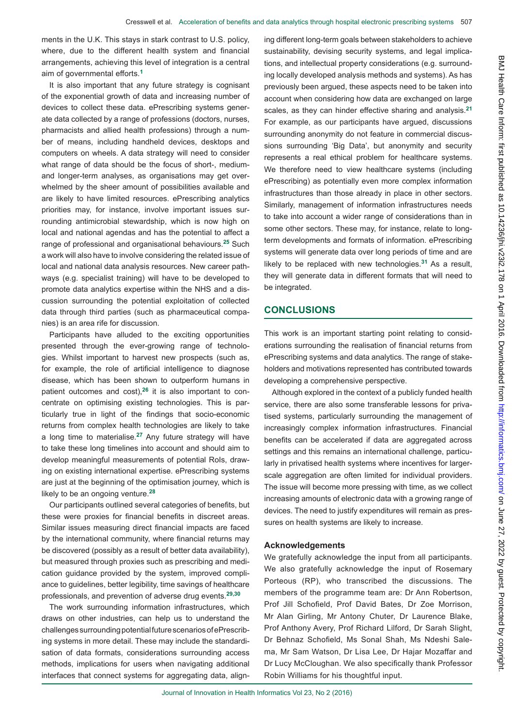ments in the U.K. This stays in stark contrast to U.S. policy, where, due to the different health system and financial arrangements, achieving this level of integration is a central aim of governmental efforts.[1]

It is also important that any future strategy is cognisant of the exponential growth of data and increasing number of devices to collect these data. ePrescribing systems generate data collected by a range of professions (doctors, nurses, pharmacists and allied health professions) through a number of means, including handheld devices, desktops and computers on wheels. A data strategy will need to consider what range of data should be the focus of short-, medium- and longer-term analyses, as organisations may get overwhelmed by the sheer amount of possibilities available and are likely to have limited resources. ePrescribing analytics priorities may, for instance, involve important issues surrounding antimicrobial stewardship, which is now high on local and national agendas and has the potential to affect a range of professional and organisational behaviours.[25] Such a work will also have to involve considering the related issue of local and national data analysis resources. New career pathways (e.g. specialist training) will have to be developed to promote data analytics expertise within the NHS and a discussion surrounding the potential exploitation of collected data through third parties (such as pharmaceutical companies) is an area rife for discussion.

Participants have alluded to the exciting opportunities presented through the ever-growing range of technologies. Whilst important to harvest new prospects (such as, for example, the role of artificial intelligence to diagnose disease, which has been shown to outperform humans in patient outcomes and cost),[26] it is also important to concentrate on optimising existing technologies. This is particularly true in light of the findings that socio-economic returns from complex health technologies are likely to take a long time to materialise.[27] Any future strategy will have to take these long timelines into account and should aim to develop meaningful measurements of potential RoIs, drawing on existing international expertise. ePrescribing systems are just at the beginning of the optimisation journey, which is likely to be an ongoing venture.[28]

Our participants outlined several categories of benefits, but these were proxies for financial benefits in discreet areas. Similar issues measuring direct financial impacts are faced by the international community, where financial returns may be discovered (possibly as a result of better data availability), but measured through proxies such as prescribing and medication guidance provided by the system, improved compliance to guidelines, better legibility, time savings of healthcare professionals, and prevention of adverse drug events.[29,30]

The work surrounding information infrastructures, which draws on other industries, can help us to understand the challenges surrounding potential future scenarios of ePrescribing systems in more detail. These may include the standardisation of data formats, considerations surrounding access methods, implications for users when navigating additional interfaces that connect systems for aggregating data, aligning different long-term goals between stakeholders to achieve sustainability, devising security systems, and legal implications, and intellectual property considerations (e.g. surrounding locally developed analysis methods and systems). As has previously been argued, these aspects need to be taken into account when considering how data are exchanged on large scales, as they can hinder effective sharing and analysis.[21] For example, as our participants have argued, discussions surrounding anonymity do not feature in commercial discussions surrounding 'Big Data', but anonymity and security represents a real ethical problem for healthcare systems. We therefore need to view healthcare systems (including ePrescribing) as potentially even more complex information infrastructures than those already in place in other sectors. Similarly, management of information infrastructures needs to take into account a wider range of considerations than in some other sectors. These may, for instance, relate to long-term developments and formats of information. ePrescribing systems will generate data over long periods of time and are likely to be replaced with new technologies.[31] As a result, they will generate data in different formats that will need to be integrated.

## CONCLUSIONS

This work is an important starting point relating to considerations surrounding the realisation of financial returns from ePrescribing systems and data analytics. The range of stakeholders and motivations represented has contributed towards developing a comprehensive perspective.

Although explored in the context of a publicly funded health service, there are also some transferable lessons for privatised systems, particularly surrounding the management of increasingly complex information infrastructures. Financial benefits can be accelerated if data are aggregated across settings and this remains an international challenge, particularly in privatised health systems where incentives for larger-scale aggregation are often limited for individual providers. The issue will become more pressing with time, as we collect increasing amounts of electronic data with a growing range of devices. The need to justify expenditures will remain as pressures on health systems are likely to increase.

### Acknowledgements

We gratefully acknowledge the input from all participants. We also gratefully acknowledge the input of Rosemary Porteous (RP), who transcribed the discussions. The members of the programme team are: Dr Ann Robertson, Prof Jill Schofield, Prof David Bates, Dr Zoe Morrison, Mr Alan Girling, Mr Antony Chuter, Dr Laurence Blake, Prof Anthony Avery, Prof Richard Lilford, Dr Sarah Slight, Dr Behnaz Schofield, Ms Sonal Shah, Ms Ndeshi Salema, Mr Sam Watson, Dr Lisa Lee, Dr Hajar Mozaffar and Dr Lucy McCloughan. We also specifically thank Professor Robin Williams for his thoughtful input.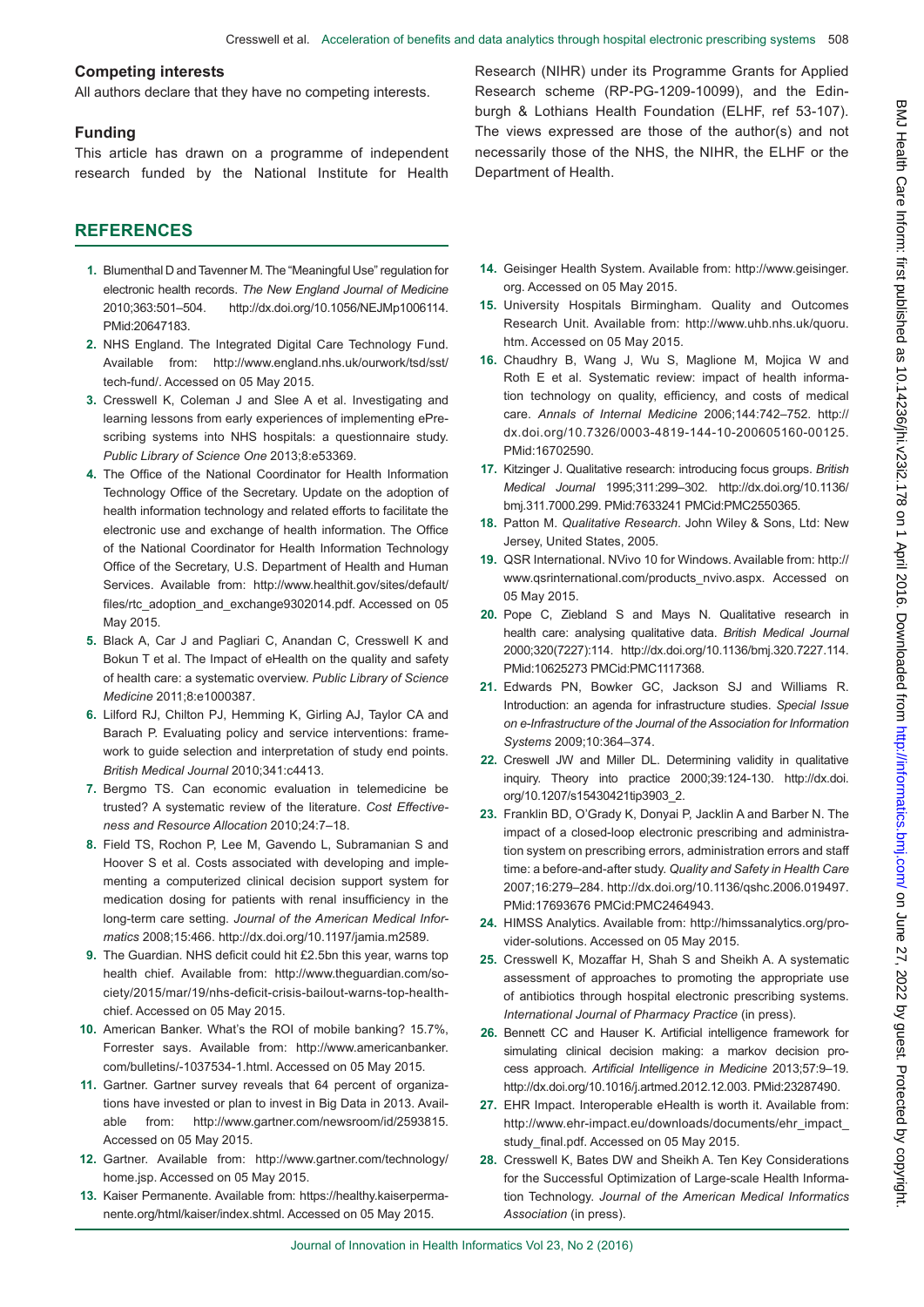## Competing interests

All authors declare that they have no competing interests.

## Funding

This article has drawn on a programme of independent research funded by the National Institute for Health Research (NIHR) under its Programme Grants for Applied Research scheme (RP-PG-1209-10099), and the Edinburgh & Lothians Health Foundation (ELHF, ref 53-107). The views expressed are those of the author(s) and not necessarily those of the NHS, the NIHR, the ELHF or the Department of Health.

## REFERENCES

1. Blumenthal D and Tavenner M. The "Meaningful Use" regulation for electronic health records. *The New England Journal of Medicine* 2010;363:501–504. http://dx.doi.org/10.1056/NEJMp1006114. PMid:20647183.
2. NHS England. The Integrated Digital Care Technology Fund. Available from: http://www.england.nhs.uk/ourwork/tsd/sst/tech-fund/. Accessed on 05 May 2015.
3. Cresswell K, Coleman J and Slee A et al. Investigating and learning lessons from early experiences of implementing ePrescribing systems into NHS hospitals: a questionnaire study. *Public Library of Science One* 2013;8:e53369.
4. The Office of the National Coordinator for Health Information Technology Office of the Secretary. Update on the adoption of health information technology and related efforts to facilitate the electronic use and exchange of health information. The Office of the National Coordinator for Health Information Technology Office of the Secretary, U.S. Department of Health and Human Services. Available from: http://www.healthit.gov/sites/default/files/rtc_adoption_and_exchange9302014.pdf. Accessed on 05 May 2015.
5. Black A, Car J and Pagliari C, Anandan C, Cresswell K and Bokun T et al. The Impact of eHealth on the quality and safety of health care: a systematic overview. *Public Library of Science Medicine* 2011;8:e1000387.
6. Lilford RJ, Chilton PJ, Hemming K, Girling AJ, Taylor CA and Barach P. Evaluating policy and service interventions: framework to guide selection and interpretation of study end points. *British Medical Journal* 2010;341:c4413.
7. Bergmo TS. Can economic evaluation in telemedicine be trusted? A systematic review of the literature. *Cost Effectiveness and Resource Allocation* 2010;24:7–18.
8. Field TS, Rochon P, Lee M, Gavendo L, Subramanian S and Hoover S et al. Costs associated with developing and implementing a computerized clinical decision support system for medication dosing for patients with renal insufficiency in the long-term care setting. *Journal of the American Medical Informatics* 2008;15:466. http://dx.doi.org/10.1197/jamia.m2589.
9. The Guardian. NHS deficit could hit £2.5bn this year, warns top health chief. Available from: http://www.theguardian.com/society/2015/mar/19/nhs-deficit-crisis-bailout-warns-top-health-chief. Accessed on 05 May 2015.
10. American Banker. What's the ROI of mobile banking? 15.7%, Forrester says. Available from: http://www.americanbanker.com/bulletins/-1037534-1.html. Accessed on 05 May 2015.
11. Gartner. Gartner survey reveals that 64 percent of organizations have invested or plan to invest in Big Data in 2013. Available from: http://www.gartner.com/newsroom/id/2593815. Accessed on 05 May 2015.
12. Gartner. Available from: http://www.gartner.com/technology/home.jsp. Accessed on 05 May 2015.
13. Kaiser Permanente. Available from: https://healthy.kaiserpermanente.org/html/kaiser/index.shtml. Accessed on 05 May 2015.
14. Geisinger Health System. Available from: http://www.geisinger.org. Accessed on 05 May 2015.
15. University Hospitals Birmingham. Quality and Outcomes Research Unit. Available from: http://www.uhb.nhs.uk/quoru.htm. Accessed on 05 May 2015.
16. Chaudhry B, Wang J, Wu S, Maglione M, Mojica W and Roth E et al. Systematic review: impact of health information technology on quality, efficiency, and costs of medical care. *Annals of Internal Medicine* 2006;144:742–752. http://dx.doi.org/10.7326/0003-4819-144-10-200605160-00125. PMid:16702590.
17. Kitzinger J. Qualitative research: introducing focus groups. *British Medical Journal* 1995;311:299–302. http://dx.doi.org/10.1136/bmj.311.7000.299. PMid:7633241 PMCid:PMC2550365.
18. Patton M. *Qualitative Research*. John Wiley & Sons, Ltd: New Jersey, United States, 2005.
19. QSR International. NVivo 10 for Windows. Available from: http://www.qsrinternational.com/products_nvivo.aspx. Accessed on 05 May 2015.
20. Pope C, Ziebland S and Mays N. Qualitative research in health care: analysing qualitative data. *British Medical Journal* 2000;320(7227):114. http://dx.doi.org/10.1136/bmj.320.7227.114. PMid:10625273 PMCid:PMC1117368.
21. Edwards PN, Bowker GC, Jackson SJ and Williams R. Introduction: an agenda for infrastructure studies. *Special Issue on e-Infrastructure of the Journal of the Association for Information Systems* 2009;10:364–374.
22. Creswell JW and Miller DL. Determining validity in qualitative inquiry. Theory into practice 2000;39:124-130. http://dx.doi.org/10.1207/s15430421tip3903_2.
23. Franklin BD, O'Grady K, Donyai P, Jacklin A and Barber N. The impact of a closed-loop electronic prescribing and administration system on prescribing errors, administration errors and staff time: a before-and-after study. *Quality and Safety in Health Care* 2007;16:279–284. http://dx.doi.org/10.1136/qshc.2006.019497. PMid:17693676 PMCid:PMC2464943.
24. HIMSS Analytics. Available from: http://himssanalytics.org/provider-solutions. Accessed on 05 May 2015.
25. Cresswell K, Mozaffar H, Shah S and Sheikh A. A systematic assessment of approaches to promoting the appropriate use of antibiotics through hospital electronic prescribing systems. *International Journal of Pharmacy Practice* (in press).
26. Bennett CC and Hauser K. Artificial intelligence framework for simulating clinical decision making: a markov decision process approach. *Artificial Intelligence in Medicine* 2013;57:9–19. http://dx.doi.org/10.1016/j.artmed.2012.12.003. PMid:23287490.
27. EHR Impact. Interoperable eHealth is worth it. Available from: http://www.ehr-impact.eu/downloads/documents/ehr_impact_study_final.pdf. Accessed on 05 May 2015.
28. Cresswell K, Bates DW and Sheikh A. Ten Key Considerations for the Successful Optimization of Large-scale Health Information Technology. *Journal of the American Medical Informatics Association* (in press).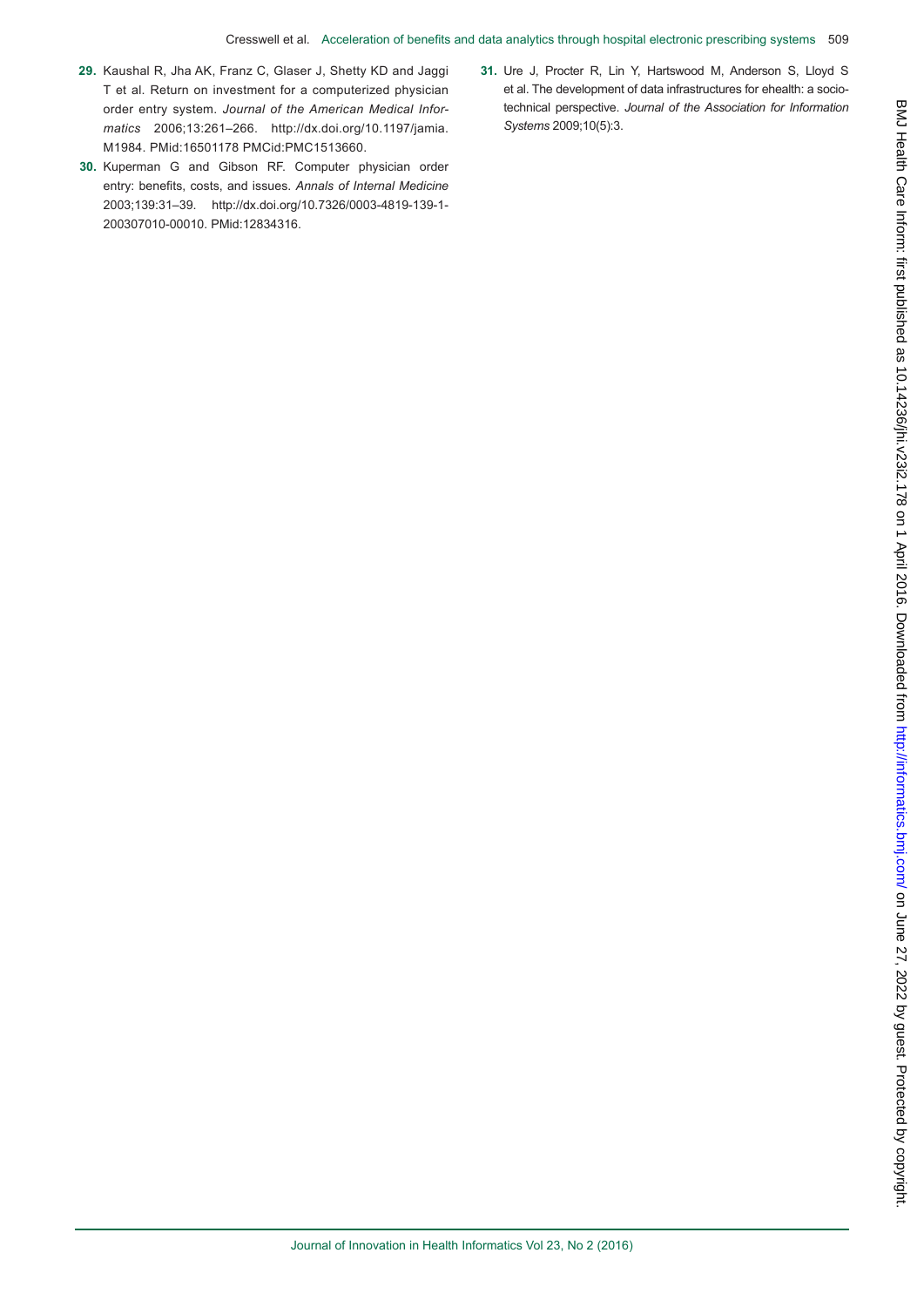29. Kaushal R, Jha AK, Franz C, Glaser J, Shetty KD and Jaggi T et al. Return on investment for a computerized physician order entry system. *Journal of the American Medical Informatics* 2006;13:261–266. http://dx.doi.org/10.1197/jamia.M1984. PMid:16501178 PMCid:PMC1513660.
30. Kuperman G and Gibson RF. Computer physician order entry: benefits, costs, and issues. *Annals of Internal Medicine* 2003;139:31–39. http://dx.doi.org/10.7326/0003-4819-139-1-200307010-00010. PMid:12834316.
31. Ure J, Procter R, Lin Y, Hartswood M, Anderson S, Lloyd S et al. The development of data infrastructures for ehealth: a socio-technical perspective. *Journal of the Association for Information Systems* 2009;10(5):3.

BMJ Health Care Inform: first published as 10.14236/jhi.v23i2.178 on 1 April 2016. Downloaded from http://informatics.bmj.com/ on June 27, 2022 by guest. Protected by copyright.